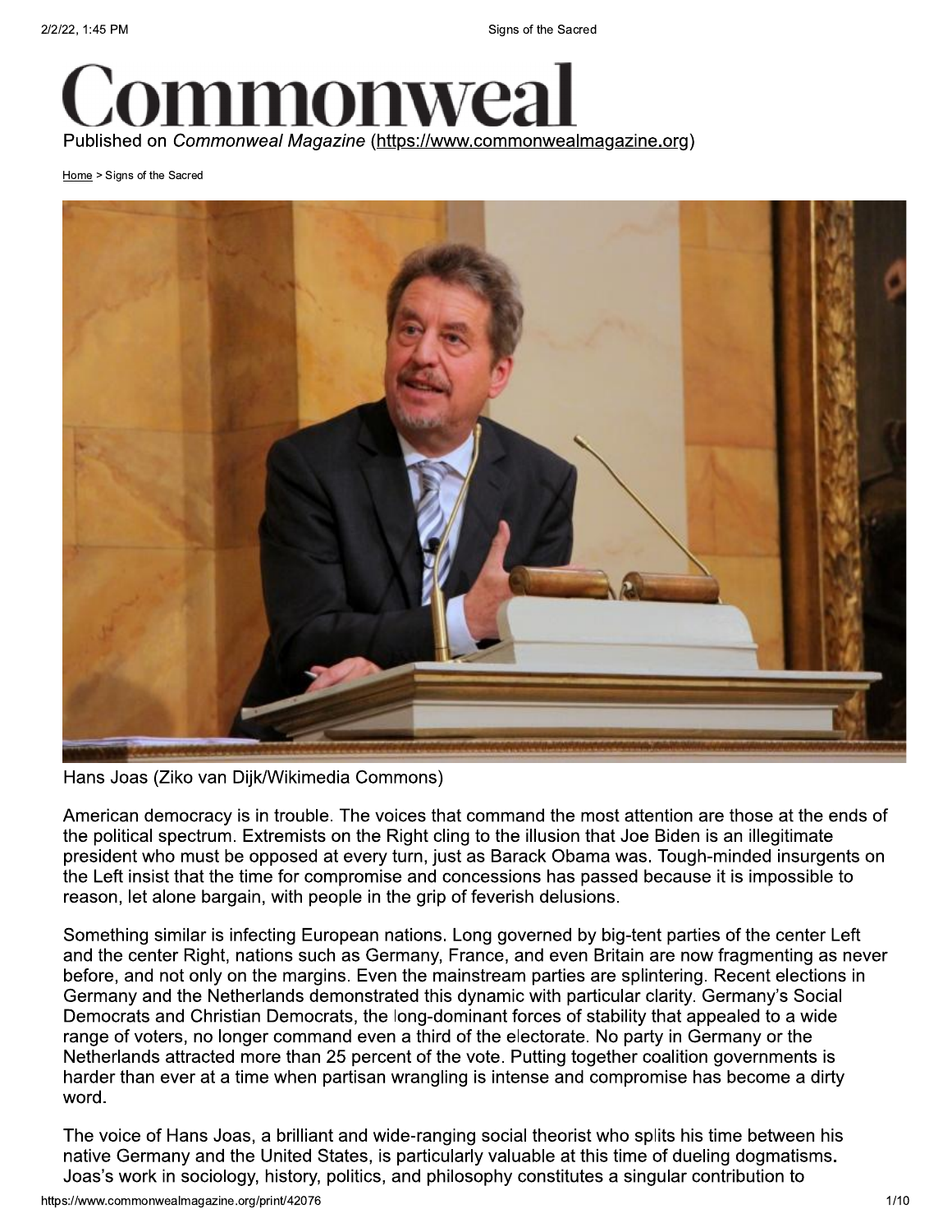# Commonweal

Published on *Commonweal Magazine* (https://www.commonwealmagazine.org)

Home > Signs of the Sacred

Hans Joas (Ziko van Dijk/Wikimedia Commons)

American democracy is in trouble. The voices that command the most attention are those at the ends of the political spectrum. Extremists on the Right cling to the illusion that Joe Biden is an illegitimate president who must be opposed at every turn, just as Barack Obama was. Tough-minded insurgents on the Left insist that the time for compromise and concessions has passed because it is impossible to reason, let alone bargain, with people in the grip of feverish delusions.

Something similar is infecting European nations. Long governed by big-tent parties of the center Left and the center Right, nations such as Germany, France, and even Britain are now fragmenting as never before, and not only on the margins. Even the mainstream parties are splintering. Recent elections in Germany and the Netherlands demonstrated this dynamic with particular clarity. Germany's Social Democrats and Christian Democrats, the long-dominant forces of stability that appealed to a wide range of voters, no longer command even a third of the electorate. No party in Germany or the Netherlands attracted more than 25 percent of the vote. Putting together coalition governments is harder than ever at a time when partisan wrangling is intense and compromise has become a dirty word.

The voice of Hans Joas, a brilliant and wide-ranging social theorist who splits his time between his native Germany and the United States, is particularly valuable at this time of dueling dogmatisms. Joas's work in sociology, history, politics, and philosophy constitutes a singular contribution to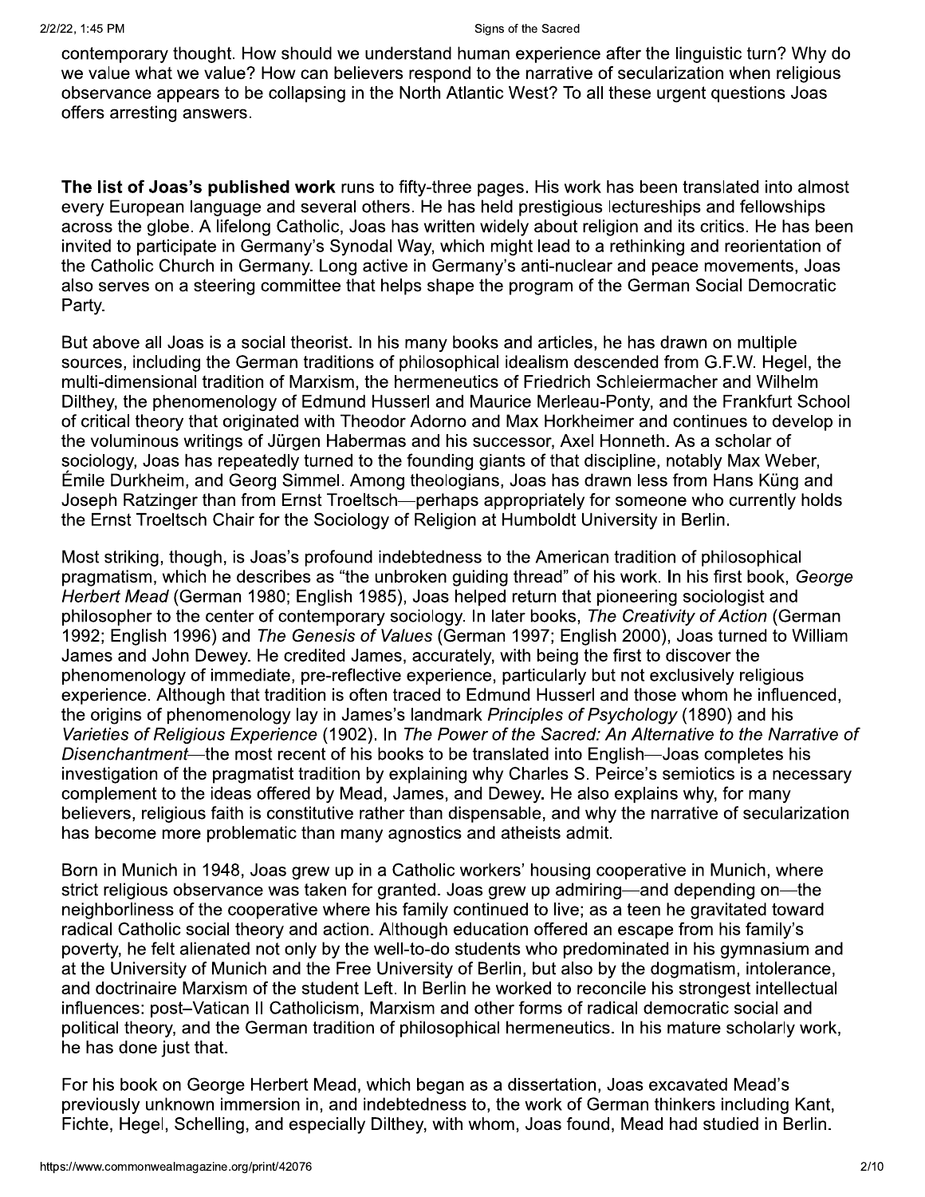contemporary thought. How should we understand human experience after the linguistic turn? Why do we value what we value? How can believers respond to the narrative of secularization when religious observance appears to be collapsing in the North Atlantic West? To all these urgent questions Joas offers arresting answers.

**The list of Joas's published work** runs to fifty-three pages. His work has been translated into almost every European language and several others. He has held prestigious lectureships and fellowships across the globe. A lifelong Catholic, Joas has written widely about religion and its critics. He has been invited to participate in Germany's Synodal Way, which might lead to a rethinking and reorientation of the Catholic Church in Germany. Long active in Germany's anti-nuclear and peace movements, Joas also serves on a steering committee that helps shape the program of the German Social Democratic Party.

But above all Joas is a social theorist. In his many books and articles, he has drawn on multiple sources, including the German traditions of philosophical idealism descended from G.F.W. Hegel, the multi-dimensional tradition of Marxism, the hermeneutics of Friedrich Schleiermacher and Wilhelm Dilthey, the phenomenology of Edmund Husserl and Maurice Merleau-Ponty, and the Frankfurt School of critical theory that originated with Theodor Adorno and Max Horkheimer and continues to develop in the voluminous writings of Jürgen Habermas and his successor, Axel Honneth. As a scholar of sociology, Joas has repeatedly turned to the founding giants of that discipline, notably Max Weber, Émile Durkheim, and Georg Simmel. Among theologians, Joas has drawn less from Hans Küng and Joseph Ratzinger than from Ernst Troeltsch—perhaps appropriately for someone who currently holds the Ernst Troeltsch Chair for the Sociology of Religion at Humboldt University in Berlin.

Most striking, though, is Joas's profound indebtedness to the American tradition of philosophical pragmatism, which he describes as "the unbroken guiding thread" of his work. In his first book, *George Herbert Mead* (German 1980; English 1985), Joas helped return that pioneering sociologist and philosopher to the center of contemporary sociology. In later books, *The Creativity of Action* (German 1992; English 1996) and *The Genesis of Values* (German 1997; English 2000), Joas turned to William James and John Dewey. He credited James, accurately, with being the first to discover the phenomenology of immediate, pre-reflective experience, particularly but not exclusively religious experience. Although that tradition is often traced to Edmund Husserl and those whom he influenced, the origins of phenomenology lay in James's landmark *Principles of Psychology* (1890) and his *Varieties of Religious Experience* (1902). In *The Power of the Sacred: An Alternative to the Narrative of Disenchantment*—the most recent of his books to be translated into English—Joas completes his investigation of the pragmatist tradition by explaining why Charles S. Peirce's semiotics is a necessary complement to the ideas offered by Mead, James, and Dewey. He also explains why, for many believers, religious faith is constitutive rather than dispensable, and why the narrative of secularization has become more problematic than many agnostics and atheists admit.

Born in Munich in 1948, Joas grew up in a Catholic workers' housing cooperative in Munich, where strict religious observance was taken for granted. Joas grew up admiring—and depending on—the neighborliness of the cooperative where his family continued to live; as a teen he gravitated toward radical Catholic social theory and action. Although education offered an escape from his family's poverty, he felt alienated not only by the well-to-do students who predominated in his gymnasium and at the University of Munich and the Free University of Berlin, but also by the dogmatism, intolerance, and doctrinaire Marxism of the student Left. In Berlin he worked to reconcile his strongest intellectual influences: post–Vatican II Catholicism, Marxism and other forms of radical democratic social and political theory, and the German tradition of philosophical hermeneutics. In his mature scholarly work, he has done just that.

For his book on George Herbert Mead, which began as a dissertation, Joas excavated Mead's previously unknown immersion in, and indebtedness to, the work of German thinkers including Kant, Fichte, Hegel, Schelling, and especially Dilthey, with whom, Joas found, Mead had studied in Berlin.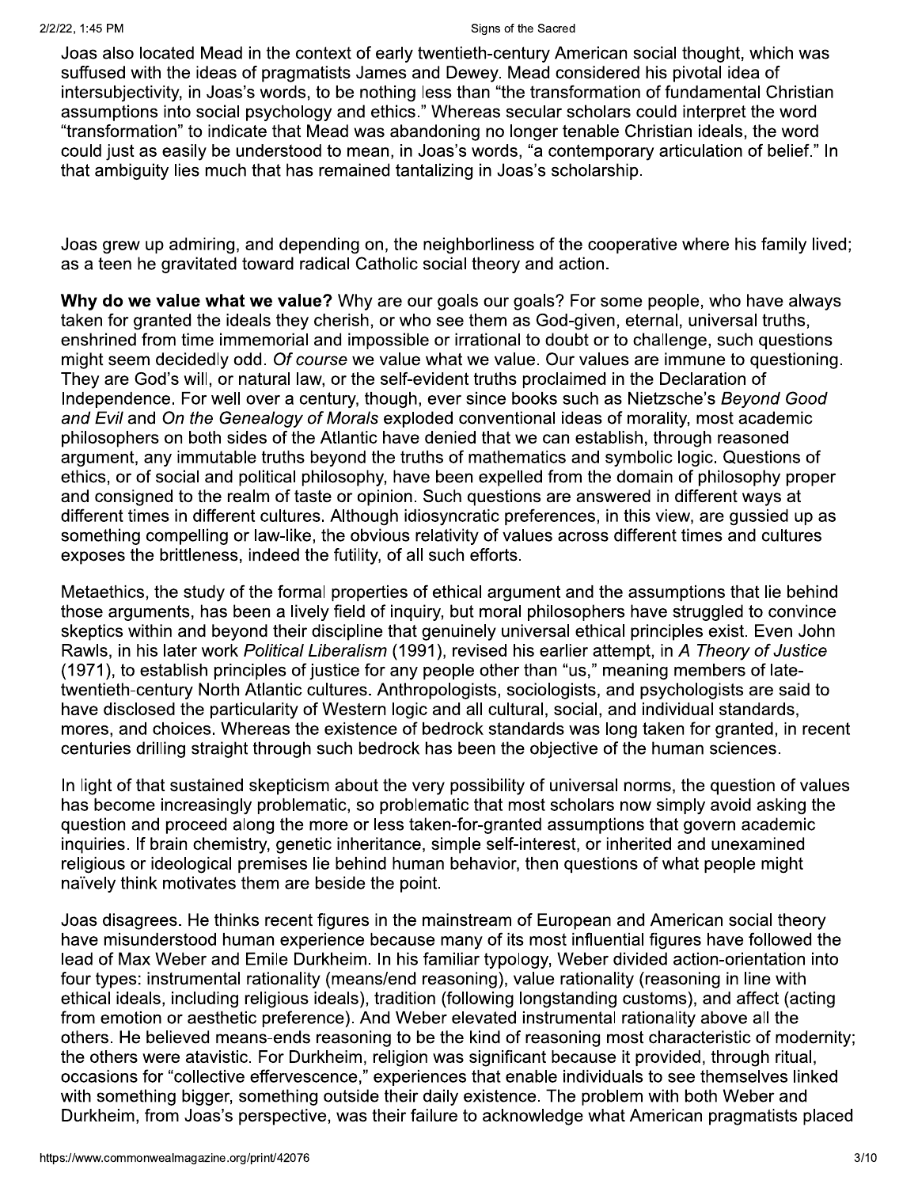Joas also located Mead in the context of early twentieth-century American social thought, which was suffused with the ideas of pragmatists James and Dewey. Mead considered his pivotal idea of intersubjectivity, in Joas's words, to be nothing less than "the transformation of fundamental Christian assumptions into social psychology and ethics." Whereas secular scholars could interpret the word "transformation" to indicate that Mead was abandoning no longer tenable Christian ideals, the word could just as easily be understood to mean, in Joas's words, "a contemporary articulation of belief." In that ambiguity lies much that has remained tantalizing in Joas's scholarship.

Joas grew up admiring, and depending on, the neighborliness of the cooperative where his family lived; as a teen he gravitated toward radical Catholic social theory and action.

**Why do we value what we value?** Why are our goals our goals? For some people, who have always taken for granted the ideals they cherish, or who see them as God-given, eternal, universal truths, enshrined from time immemorial and impossible or irrational to doubt or to challenge, such questions might seem decidedly odd. *Of course* we value what we value. Our values are immune to questioning. They are God's will, or natural law, or the self-evident truths proclaimed in the Declaration of Independence. For well over a century, though, ever since books such as Nietzsche's *Beyond Good and Evil* and *On the Genealogy of Morals* exploded conventional ideas of morality, most academic philosophers on both sides of the Atlantic have denied that we can establish, through reasoned argument, any immutable truths beyond the truths of mathematics and symbolic logic. Questions of ethics, or of social and political philosophy, have been expelled from the domain of philosophy proper and consigned to the realm of taste or opinion. Such questions are answered in different ways at different times in different cultures. Although idiosyncratic preferences, in this view, are gussied up as something compelling or law-like, the obvious relativity of values across different times and cultures exposes the brittleness, indeed the futility, of all such efforts.

Metaethics, the study of the formal properties of ethical argument and the assumptions that lie behind those arguments, has been a lively field of inquiry, but moral philosophers have struggled to convince skeptics within and beyond their discipline that genuinely universal ethical principles exist. Even John Rawls, in his later work *Political Liberalism* (1991), revised his earlier attempt, in *A Theory of Justice* (1971), to establish principles of justice for any people other than "us," meaning members of late-twentieth-century North Atlantic cultures. Anthropologists, sociologists, and psychologists are said to have disclosed the particularity of Western logic and all cultural, social, and individual standards, mores, and choices. Whereas the existence of bedrock standards was long taken for granted, in recent centuries drilling straight through such bedrock has been the objective of the human sciences.

In light of that sustained skepticism about the very possibility of universal norms, the question of values has become increasingly problematic, so problematic that most scholars now simply avoid asking the question and proceed along the more or less taken-for-granted assumptions that govern academic inquiries. If brain chemistry, genetic inheritance, simple self-interest, or inherited and unexamined religious or ideological premises lie behind human behavior, then questions of what people might naïvely think motivates them are beside the point.

Joas disagrees. He thinks recent figures in the mainstream of European and American social theory have misunderstood human experience because many of its most influential figures have followed the lead of Max Weber and Emile Durkheim. In his familiar typology, Weber divided action-orientation into four types: instrumental rationality (means/end reasoning), value rationality (reasoning in line with ethical ideals, including religious ideals), tradition (following longstanding customs), and affect (acting from emotion or aesthetic preference). And Weber elevated instrumental rationality above all the others. He believed means-ends reasoning to be the kind of reasoning most characteristic of modernity; the others were atavistic. For Durkheim, religion was significant because it provided, through ritual, occasions for "collective effervescence," experiences that enable individuals to see themselves linked with something bigger, something outside their daily existence. The problem with both Weber and Durkheim, from Joas's perspective, was their failure to acknowledge what American pragmatists placed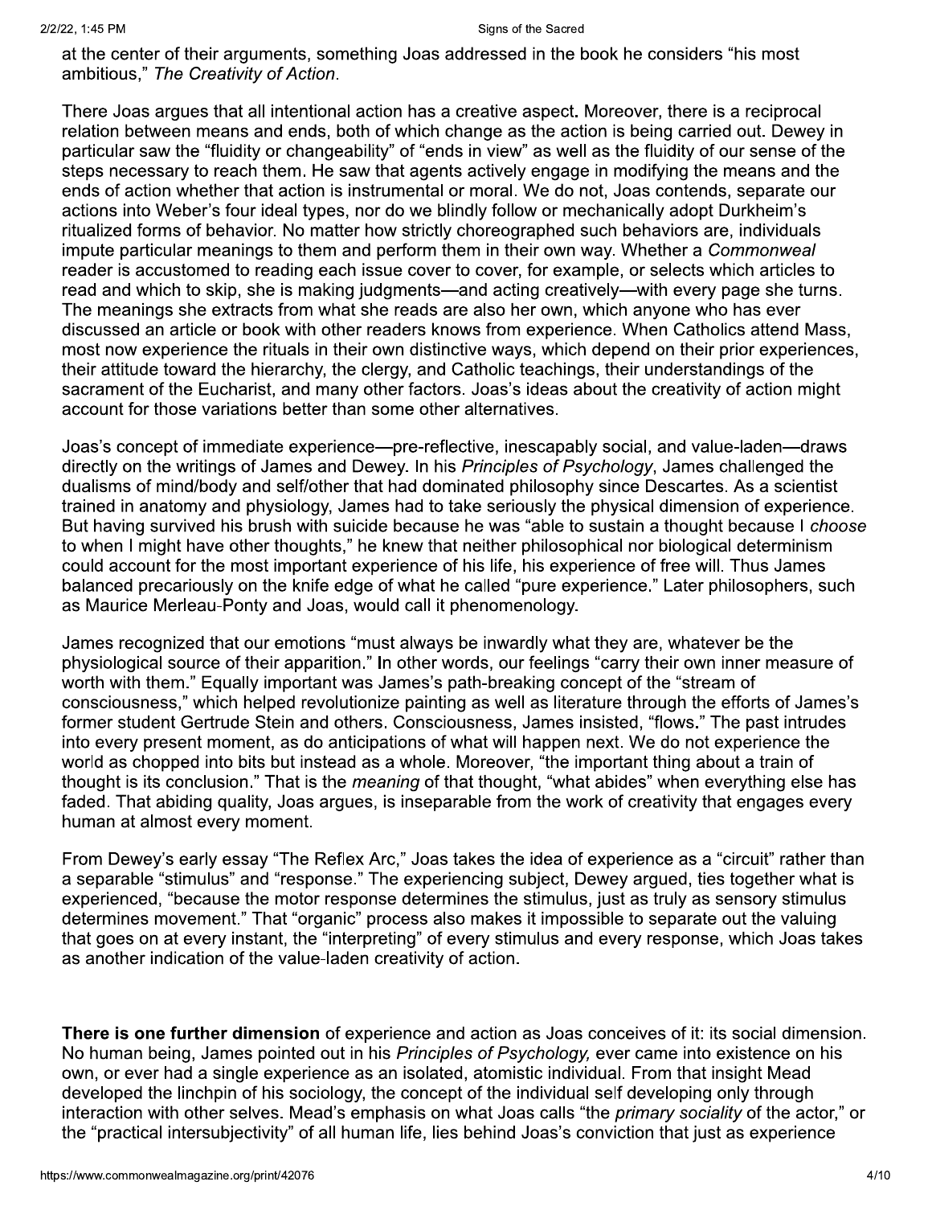at the center of their arguments, something Joas addressed in the book he considers "his most ambitious," *The Creativity of Action*.

There Joas argues that all intentional action has a creative aspect. Moreover, there is a reciprocal relation between means and ends, both of which change as the action is being carried out. Dewey in particular saw the "fluidity or changeability" of "ends in view" as well as the fluidity of our sense of the steps necessary to reach them. He saw that agents actively engage in modifying the means and the ends of action whether that action is instrumental or moral. We do not, Joas contends, separate our actions into Weber's four ideal types, nor do we blindly follow or mechanically adopt Durkheim's ritualized forms of behavior. No matter how strictly choreographed such behaviors are, individuals impute particular meanings to them and perform them in their own way. Whether a *Commonweal* reader is accustomed to reading each issue cover to cover, for example, or selects which articles to read and which to skip, she is making judgments—and acting creatively—with every page she turns. The meanings she extracts from what she reads are also her own, which anyone who has ever discussed an article or book with other readers knows from experience. When Catholics attend Mass, most now experience the rituals in their own distinctive ways, which depend on their prior experiences, their attitude toward the hierarchy, the clergy, and Catholic teachings, their understandings of the sacrament of the Eucharist, and many other factors. Joas's ideas about the creativity of action might account for those variations better than some other alternatives.

Joas's concept of immediate experience—pre-reflective, inescapably social, and value-laden—draws directly on the writings of James and Dewey. In his *Principles of Psychology*, James challenged the dualisms of mind/body and self/other that had dominated philosophy since Descartes. As a scientist trained in anatomy and physiology, James had to take seriously the physical dimension of experience. But having survived his brush with suicide because he was "able to sustain a thought because I *choose* to when I might have other thoughts," he knew that neither philosophical nor biological determinism could account for the most important experience of his life, his experience of free will. Thus James balanced precariously on the knife edge of what he called "pure experience." Later philosophers, such as Maurice Merleau-Ponty and Joas, would call it phenomenology.

James recognized that our emotions "must always be inwardly what they are, whatever be the physiological source of their apparition." In other words, our feelings "carry their own inner measure of worth with them." Equally important was James's path-breaking concept of the "stream of consciousness," which helped revolutionize painting as well as literature through the efforts of James's former student Gertrude Stein and others. Consciousness, James insisted, "flows." The past intrudes into every present moment, as do anticipations of what will happen next. We do not experience the world as chopped into bits but instead as a whole. Moreover, "the important thing about a train of thought is its conclusion." That is the *meaning* of that thought, "what abides" when everything else has faded. That abiding quality, Joas argues, is inseparable from the work of creativity that engages every human at almost every moment.

From Dewey's early essay "The Reflex Arc," Joas takes the idea of experience as a "circuit" rather than a separable "stimulus" and "response." The experiencing subject, Dewey argued, ties together what is experienced, "because the motor response determines the stimulus, just as truly as sensory stimulus determines movement." That "organic" process also makes it impossible to separate out the valuing that goes on at every instant, the "interpreting" of every stimulus and every response, which Joas takes as another indication of the value-laden creativity of action.

**There is one further dimension** of experience and action as Joas conceives of it: its social dimension. No human being, James pointed out in his *Principles of Psychology,* ever came into existence on his own, or ever had a single experience as an isolated, atomistic individual. From that insight Mead developed the linchpin of his sociology, the concept of the individual self developing only through interaction with other selves. Mead's emphasis on what Joas calls "the *primary sociality* of the actor," or the "practical intersubjectivity" of all human life, lies behind Joas's conviction that just as experience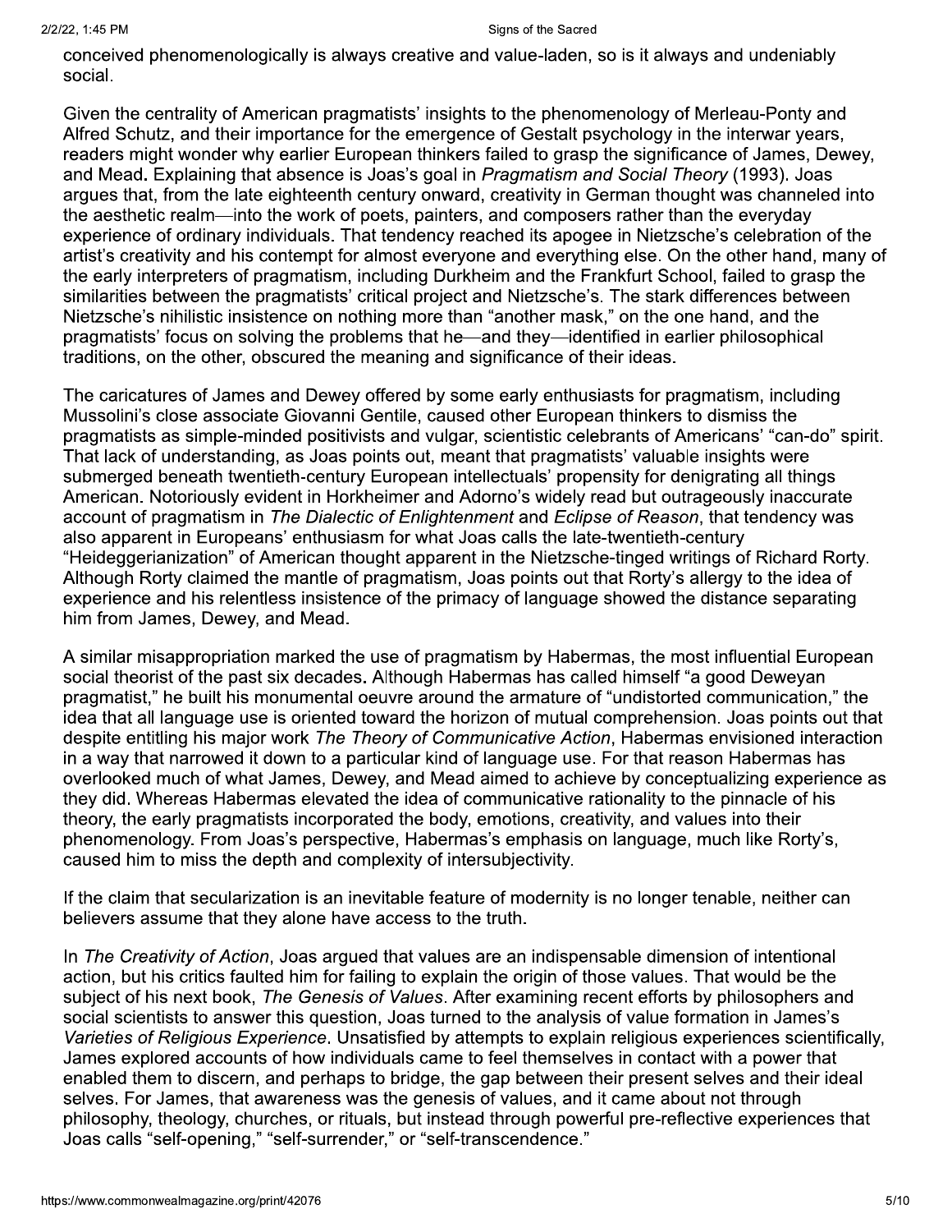conceived phenomenologically is always creative and value-laden, so is it always and undeniably social.

Given the centrality of American pragmatists' insights to the phenomenology of Merleau-Ponty and Alfred Schutz, and their importance for the emergence of Gestalt psychology in the interwar years, readers might wonder why earlier European thinkers failed to grasp the significance of James, Dewey, and Mead. Explaining that absence is Joas's goal in *Pragmatism and Social Theory* (1993). Joas argues that, from the late eighteenth century onward, creativity in German thought was channeled into the aesthetic realm—into the work of poets, painters, and composers rather than the everyday experience of ordinary individuals. That tendency reached its apogee in Nietzsche's celebration of the artist's creativity and his contempt for almost everyone and everything else. On the other hand, many of the early interpreters of pragmatism, including Durkheim and the Frankfurt School, failed to grasp the similarities between the pragmatists' critical project and Nietzsche's. The stark differences between Nietzsche's nihilistic insistence on nothing more than "another mask," on the one hand, and the pragmatists' focus on solving the problems that he—and they—identified in earlier philosophical traditions, on the other, obscured the meaning and significance of their ideas.

The caricatures of James and Dewey offered by some early enthusiasts for pragmatism, including Mussolini's close associate Giovanni Gentile, caused other European thinkers to dismiss the pragmatists as simple-minded positivists and vulgar, scientistic celebrants of Americans' "can-do" spirit. That lack of understanding, as Joas points out, meant that pragmatists' valuable insights were submerged beneath twentieth-century European intellectuals' propensity for denigrating all things American. Notoriously evident in Horkheimer and Adorno's widely read but outrageously inaccurate account of pragmatism in *The Dialectic of Enlightenment* and *Eclipse of Reason*, that tendency was also apparent in Europeans' enthusiasm for what Joas calls the late-twentieth-century "Heideggerianization" of American thought apparent in the Nietzsche-tinged writings of Richard Rorty. Although Rorty claimed the mantle of pragmatism, Joas points out that Rorty's allergy to the idea of experience and his relentless insistence of the primacy of language showed the distance separating him from James, Dewey, and Mead.

A similar misappropriation marked the use of pragmatism by Habermas, the most influential European social theorist of the past six decades. Although Habermas has called himself "a good Deweyan pragmatist," he built his monumental oeuvre around the armature of "undistorted communication," the idea that all language use is oriented toward the horizon of mutual comprehension. Joas points out that despite entitling his major work *The Theory of Communicative Action*, Habermas envisioned interaction in a way that narrowed it down to a particular kind of language use. For that reason Habermas has overlooked much of what James, Dewey, and Mead aimed to achieve by conceptualizing experience as they did. Whereas Habermas elevated the idea of communicative rationality to the pinnacle of his theory, the early pragmatists incorporated the body, emotions, creativity, and values into their phenomenology. From Joas's perspective, Habermas's emphasis on language, much like Rorty's, caused him to miss the depth and complexity of intersubjectivity.

If the claim that secularization is an inevitable feature of modernity is no longer tenable, neither can believers assume that they alone have access to the truth.

In *The Creativity of Action*, Joas argued that values are an indispensable dimension of intentional action, but his critics faulted him for failing to explain the origin of those values. That would be the subject of his next book, *The Genesis of Values*. After examining recent efforts by philosophers and social scientists to answer this question, Joas turned to the analysis of value formation in James's *Varieties of Religious Experience*. Unsatisfied by attempts to explain religious experiences scientifically, James explored accounts of how individuals came to feel themselves in contact with a power that enabled them to discern, and perhaps to bridge, the gap between their present selves and their ideal selves. For James, that awareness was the genesis of values, and it came about not through philosophy, theology, churches, or rituals, but instead through powerful pre-reflective experiences that Joas calls "self-opening," "self-surrender," or "self-transcendence."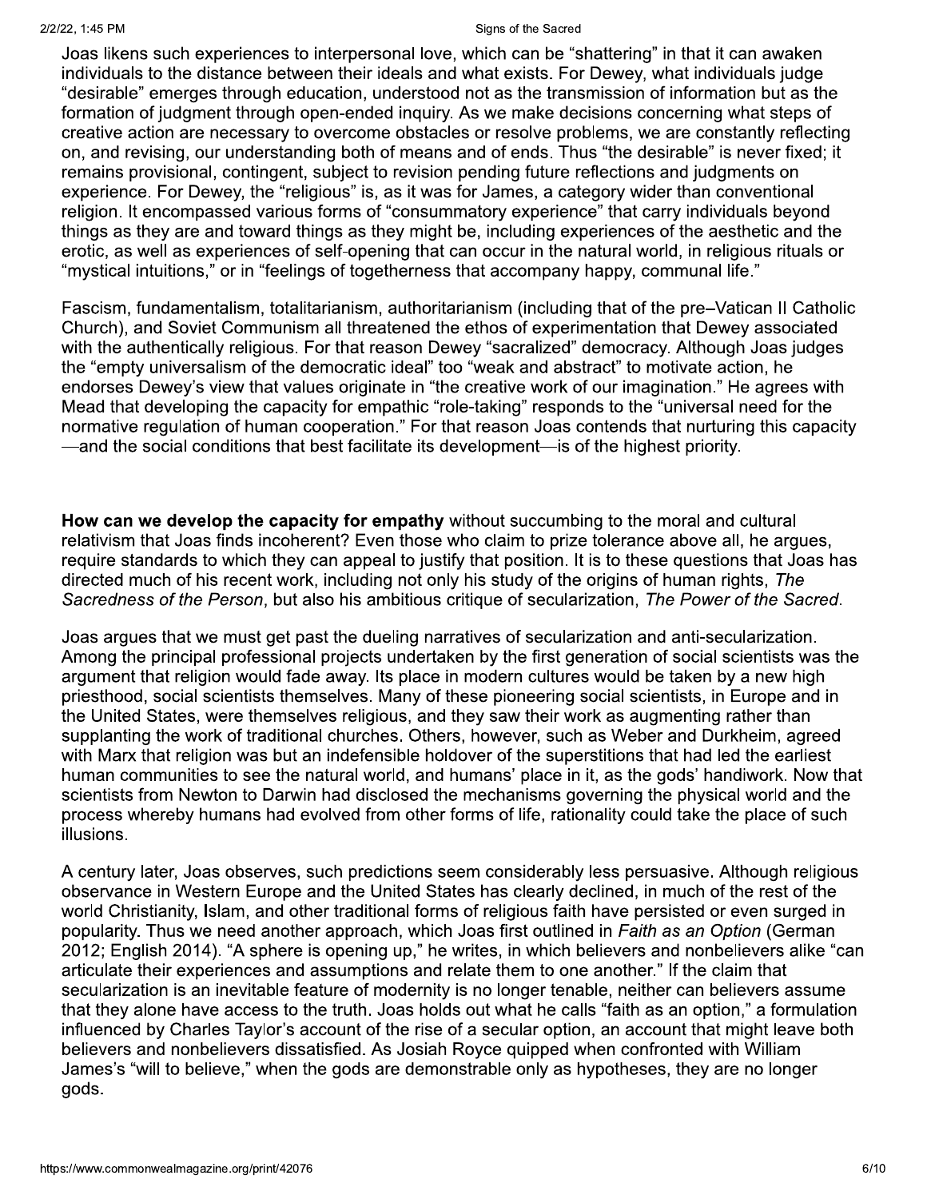Joas likens such experiences to interpersonal love, which can be "shattering" in that it can awaken individuals to the distance between their ideals and what exists. For Dewey, what individuals judge "desirable" emerges through education, understood not as the transmission of information but as the formation of judgment through open-ended inquiry. As we make decisions concerning what steps of creative action are necessary to overcome obstacles or resolve problems, we are constantly reflecting on, and revising, our understanding both of means and of ends. Thus "the desirable" is never fixed; it remains provisional, contingent, subject to revision pending future reflections and judgments on experience. For Dewey, the "religious" is, as it was for James, a category wider than conventional religion. It encompassed various forms of "consummatory experience" that carry individuals beyond things as they are and toward things as they might be, including experiences of the aesthetic and the erotic, as well as experiences of self-opening that can occur in the natural world, in religious rituals or "mystical intuitions," or in "feelings of togetherness that accompany happy, communal life."

Fascism, fundamentalism, totalitarianism, authoritarianism (including that of the pre–Vatican II Catholic Church), and Soviet Communism all threatened the ethos of experimentation that Dewey associated with the authentically religious. For that reason Dewey "sacralized" democracy. Although Joas judges the "empty universalism of the democratic ideal" too "weak and abstract" to motivate action, he endorses Dewey's view that values originate in "the creative work of our imagination." He agrees with Mead that developing the capacity for empathic "role-taking" responds to the "universal need for the normative regulation of human cooperation." For that reason Joas contends that nurturing this capacity—and the social conditions that best facilitate its development—is of the highest priority.

**How can we develop the capacity for empathy** without succumbing to the moral and cultural relativism that Joas finds incoherent? Even those who claim to prize tolerance above all, he argues, require standards to which they can appeal to justify that position. It is to these questions that Joas has directed much of his recent work, including not only his study of the origins of human rights, *The Sacredness of the Person*, but also his ambitious critique of secularization, *The Power of the Sacred*.

Joas argues that we must get past the dueling narratives of secularization and anti-secularization. Among the principal professional projects undertaken by the first generation of social scientists was the argument that religion would fade away. Its place in modern cultures would be taken by a new high priesthood, social scientists themselves. Many of these pioneering social scientists, in Europe and in the United States, were themselves religious, and they saw their work as augmenting rather than supplanting the work of traditional churches. Others, however, such as Weber and Durkheim, agreed with Marx that religion was but an indefensible holdover of the superstitions that had led the earliest human communities to see the natural world, and humans' place in it, as the gods' handiwork. Now that scientists from Newton to Darwin had disclosed the mechanisms governing the physical world and the process whereby humans had evolved from other forms of life, rationality could take the place of such illusions.

A century later, Joas observes, such predictions seem considerably less persuasive. Although religious observance in Western Europe and the United States has clearly declined, in much of the rest of the world Christianity, Islam, and other traditional forms of religious faith have persisted or even surged in popularity. Thus we need another approach, which Joas first outlined in *Faith as an Option* (German 2012; English 2014). "A sphere is opening up," he writes, in which believers and nonbelievers alike "can articulate their experiences and assumptions and relate them to one another." If the claim that secularization is an inevitable feature of modernity is no longer tenable, neither can believers assume that they alone have access to the truth. Joas holds out what he calls "faith as an option," a formulation influenced by Charles Taylor's account of the rise of a secular option, an account that might leave both believers and nonbelievers dissatisfied. As Josiah Royce quipped when confronted with William James's "will to believe," when the gods are demonstrable only as hypotheses, they are no longer gods.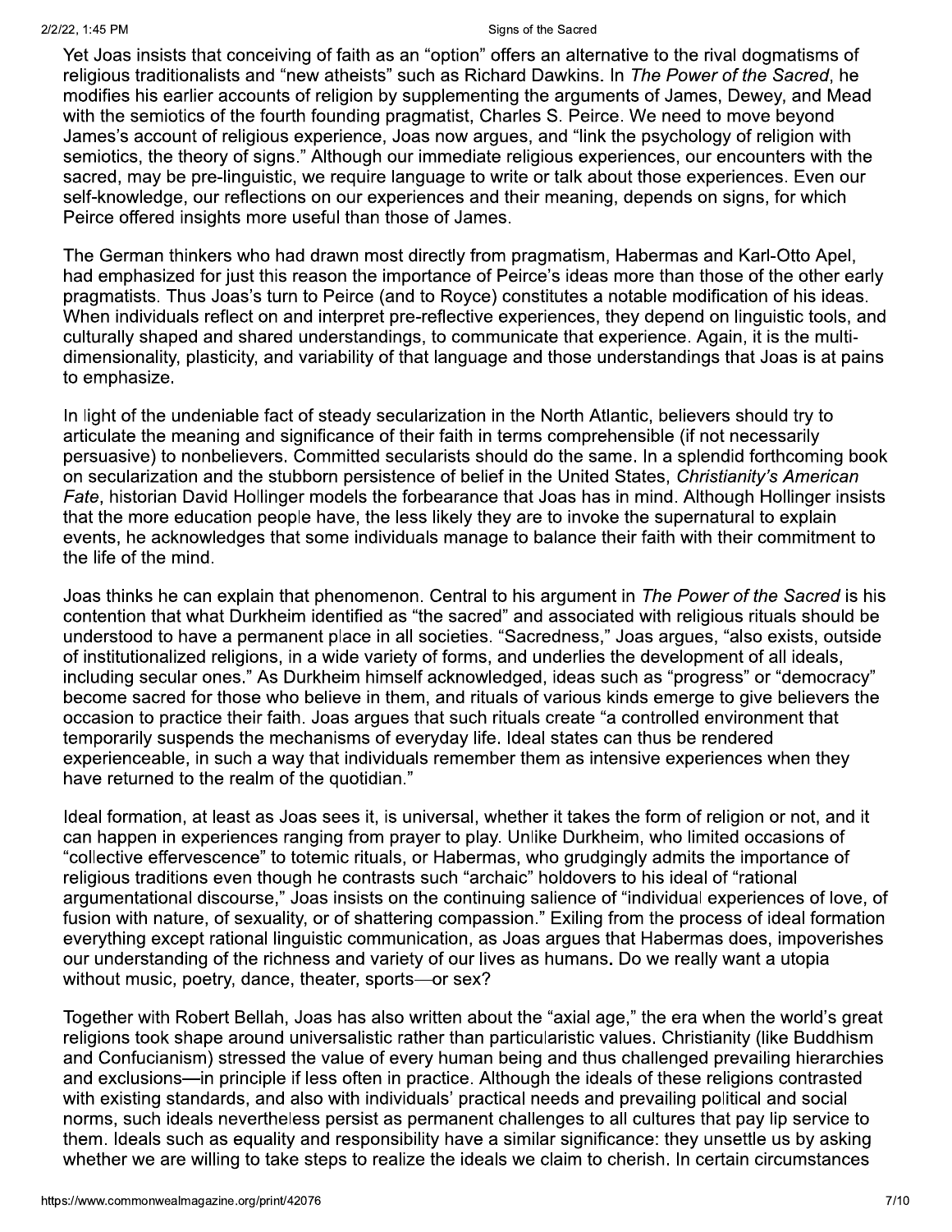Yet Joas insists that conceiving of faith as an "option" offers an alternative to the rival dogmatisms of religious traditionalists and "new atheists" such as Richard Dawkins. In *The Power of the Sacred*, he modifies his earlier accounts of religion by supplementing the arguments of James, Dewey, and Mead with the semiotics of the fourth founding pragmatist, Charles S. Peirce. We need to move beyond James's account of religious experience, Joas now argues, and "link the psychology of religion with semiotics, the theory of signs." Although our immediate religious experiences, our encounters with the sacred, may be pre-linguistic, we require language to write or talk about those experiences. Even our self-knowledge, our reflections on our experiences and their meaning, depends on signs, for which Peirce offered insights more useful than those of James.

The German thinkers who had drawn most directly from pragmatism, Habermas and Karl-Otto Apel, had emphasized for just this reason the importance of Peirce's ideas more than those of the other early pragmatists. Thus Joas's turn to Peirce (and to Royce) constitutes a notable modification of his ideas. When individuals reflect on and interpret pre-reflective experiences, they depend on linguistic tools, and culturally shaped and shared understandings, to communicate that experience. Again, it is the multi-dimensionality, plasticity, and variability of that language and those understandings that Joas is at pains to emphasize.

In light of the undeniable fact of steady secularization in the North Atlantic, believers should try to articulate the meaning and significance of their faith in terms comprehensible (if not necessarily persuasive) to nonbelievers. Committed secularists should do the same. In a splendid forthcoming book on secularization and the stubborn persistence of belief in the United States, *Christianity's American Fate*, historian David Hollinger models the forbearance that Joas has in mind. Although Hollinger insists that the more education people have, the less likely they are to invoke the supernatural to explain events, he acknowledges that some individuals manage to balance their faith with their commitment to the life of the mind.

Joas thinks he can explain that phenomenon. Central to his argument in *The Power of the Sacred* is his contention that what Durkheim identified as "the sacred" and associated with religious rituals should be understood to have a permanent place in all societies. "Sacredness," Joas argues, "also exists, outside of institutionalized religions, in a wide variety of forms, and underlies the development of all ideals, including secular ones." As Durkheim himself acknowledged, ideas such as "progress" or "democracy" become sacred for those who believe in them, and rituals of various kinds emerge to give believers the occasion to practice their faith. Joas argues that such rituals create "a controlled environment that temporarily suspends the mechanisms of everyday life. Ideal states can thus be rendered experienceable, in such a way that individuals remember them as intensive experiences when they have returned to the realm of the quotidian."

Ideal formation, at least as Joas sees it, is universal, whether it takes the form of religion or not, and it can happen in experiences ranging from prayer to play. Unlike Durkheim, who limited occasions of "collective effervescence" to totemic rituals, or Habermas, who grudgingly admits the importance of religious traditions even though he contrasts such "archaic" holdovers to his ideal of "rational argumentational discourse," Joas insists on the continuing salience of "individual experiences of love, of fusion with nature, of sexuality, or of shattering compassion." Exiling from the process of ideal formation everything except rational linguistic communication, as Joas argues that Habermas does, impoverishes our understanding of the richness and variety of our lives as humans**.** Do we really want a utopia without music, poetry, dance, theater, sports—or sex?

Together with Robert Bellah, Joas has also written about the "axial age," the era when the world's great religions took shape around universalistic rather than particularistic values. Christianity (like Buddhism and Confucianism) stressed the value of every human being and thus challenged prevailing hierarchies and exclusions—in principle if less often in practice. Although the ideals of these religions contrasted with existing standards, and also with individuals' practical needs and prevailing political and social norms, such ideals nevertheless persist as permanent challenges to all cultures that pay lip service to them. Ideals such as equality and responsibility have a similar significance: they unsettle us by asking whether we are willing to take steps to realize the ideals we claim to cherish. In certain circumstances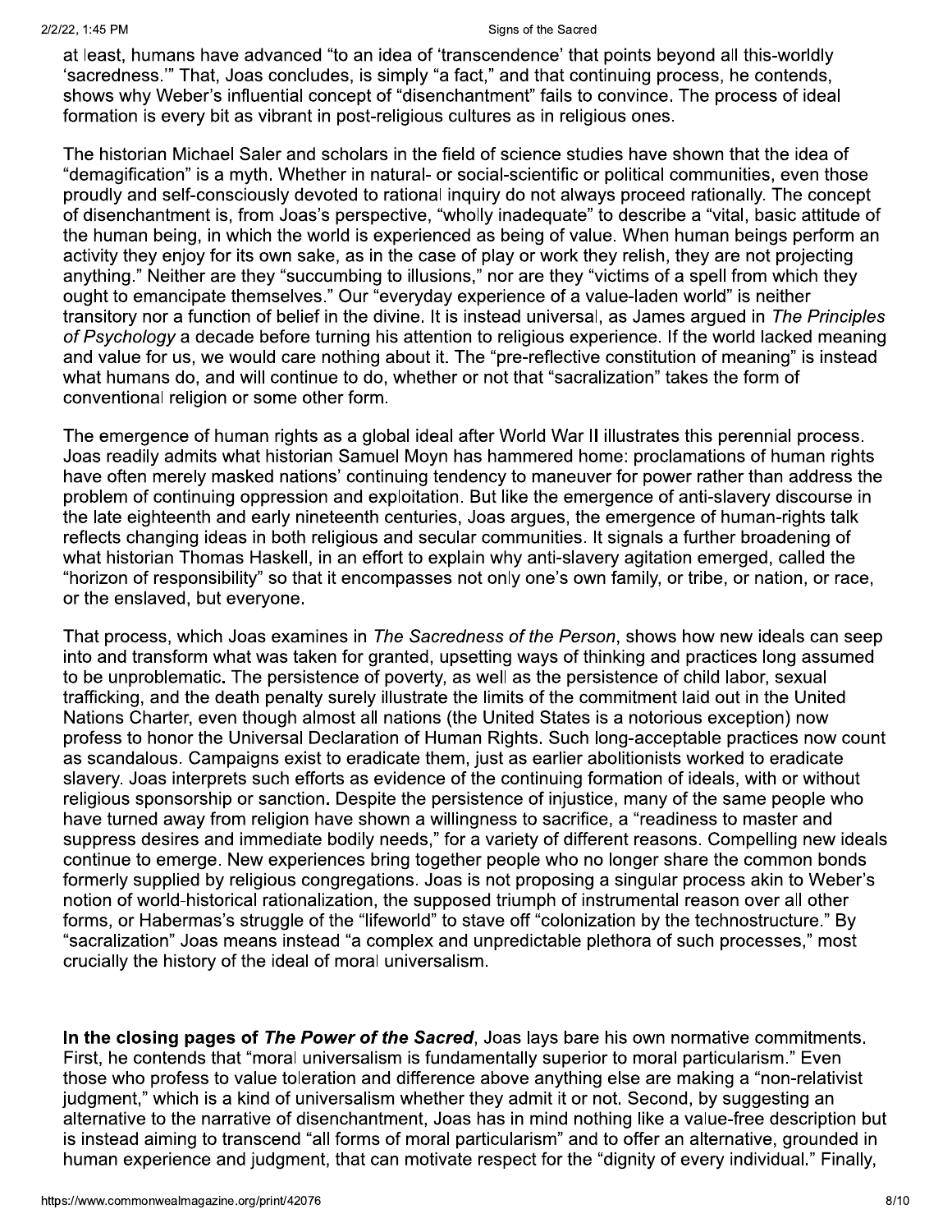at least, humans have advanced "to an idea of 'transcendence' that points beyond all this-worldly 'sacredness.'" That, Joas concludes, is simply "a fact," and that continuing process, he contends, shows why Weber's influential concept of "disenchantment" fails to convince. The process of ideal formation is every bit as vibrant in post-religious cultures as in religious ones.

The historian Michael Saler and scholars in the field of science studies have shown that the idea of "demagification" is a myth. Whether in natural- or social-scientific or political communities, even those proudly and self-consciously devoted to rational inquiry do not always proceed rationally. The concept of disenchantment is, from Joas's perspective, "wholly inadequate" to describe a "vital, basic attitude of the human being, in which the world is experienced as being of value. When human beings perform an activity they enjoy for its own sake, as in the case of play or work they relish, they are not projecting anything." Neither are they "succumbing to illusions," nor are they "victims of a spell from which they ought to emancipate themselves." Our "everyday experience of a value-laden world" is neither transitory nor a function of belief in the divine. It is instead universal, as James argued in *The Principles of Psychology* a decade before turning his attention to religious experience. If the world lacked meaning and value for us, we would care nothing about it. The "pre-reflective constitution of meaning" is instead what humans do, and will continue to do, whether or not that "sacralization" takes the form of conventional religion or some other form.

The emergence of human rights as a global ideal after World War II illustrates this perennial process. Joas readily admits what historian Samuel Moyn has hammered home: proclamations of human rights have often merely masked nations' continuing tendency to maneuver for power rather than address the problem of continuing oppression and exploitation. But like the emergence of anti-slavery discourse in the late eighteenth and early nineteenth centuries, Joas argues, the emergence of human-rights talk reflects changing ideas in both religious and secular communities. It signals a further broadening of what historian Thomas Haskell, in an effort to explain why anti-slavery agitation emerged, called the "horizon of responsibility" so that it encompasses not only one's own family, or tribe, or nation, or race, or the enslaved, but everyone.

That process, which Joas examines in *The Sacredness of the Person*, shows how new ideals can seep into and transform what was taken for granted, upsetting ways of thinking and practices long assumed to be unproblematic. The persistence of poverty, as well as the persistence of child labor, sexual trafficking, and the death penalty surely illustrate the limits of the commitment laid out in the United Nations Charter, even though almost all nations (the United States is a notorious exception) now profess to honor the Universal Declaration of Human Rights. Such long-acceptable practices now count as scandalous. Campaigns exist to eradicate them, just as earlier abolitionists worked to eradicate slavery. Joas interprets such efforts as evidence of the continuing formation of ideals, with or without religious sponsorship or sanction. Despite the persistence of injustice, many of the same people who have turned away from religion have shown a willingness to sacrifice, a "readiness to master and suppress desires and immediate bodily needs," for a variety of different reasons. Compelling new ideals continue to emerge. New experiences bring together people who no longer share the common bonds formerly supplied by religious congregations. Joas is not proposing a singular process akin to Weber's notion of world-historical rationalization, the supposed triumph of instrumental reason over all other forms, or Habermas's struggle of the "lifeworld" to stave off "colonization by the technostructure." By "sacralization" Joas means instead "a complex and unpredictable plethora of such processes," most crucially the history of the ideal of moral universalism.

**In the closing pages of *The Power of the Sacred***, Joas lays bare his own normative commitments. First, he contends that "moral universalism is fundamentally superior to moral particularism." Even those who profess to value toleration and difference above anything else are making a "non-relativist judgment," which is a kind of universalism whether they admit it or not. Second, by suggesting an alternative to the narrative of disenchantment, Joas has in mind nothing like a value-free description but is instead aiming to transcend "all forms of moral particularism" and to offer an alternative, grounded in human experience and judgment, that can motivate respect for the "dignity of every individual." Finally,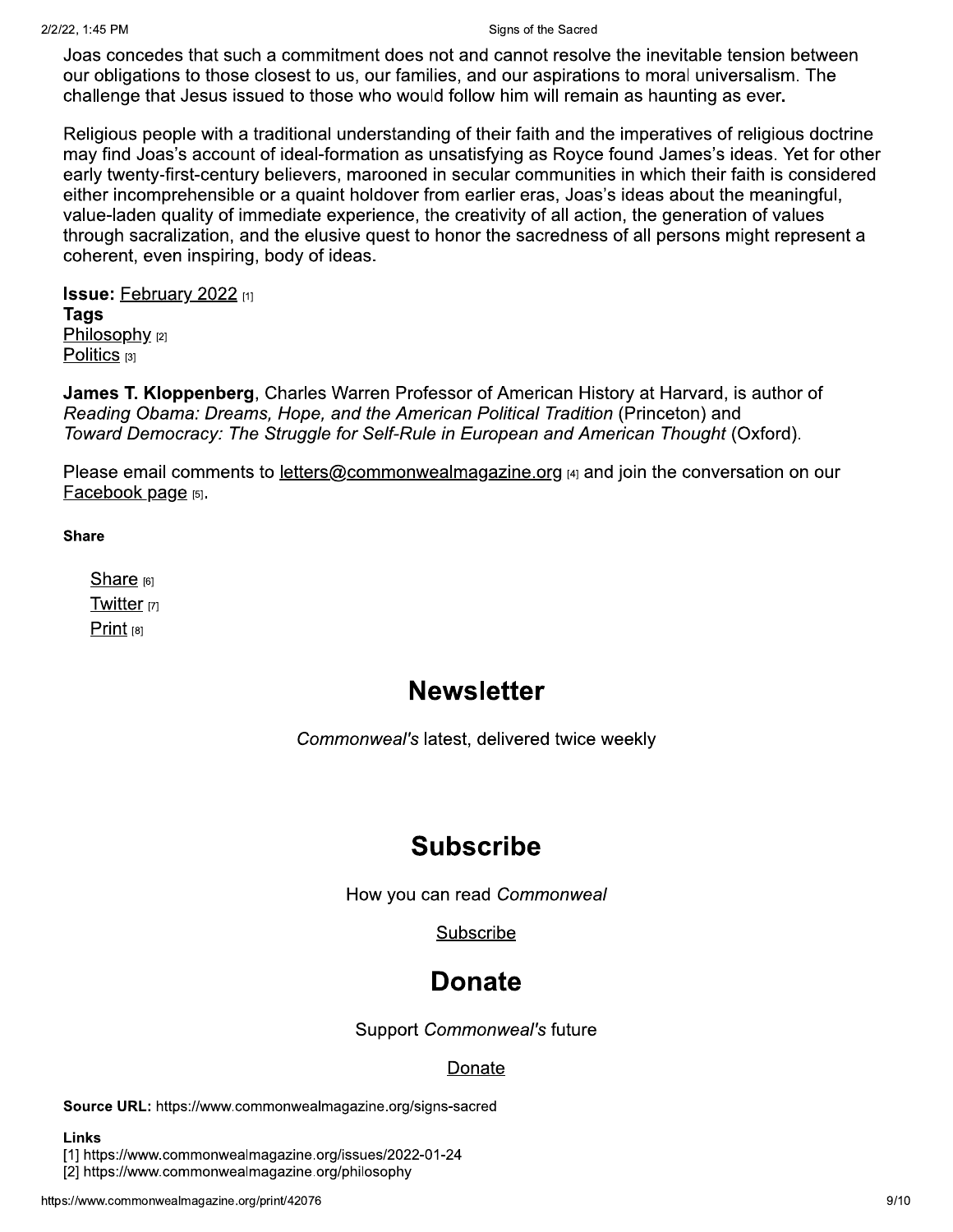Joas concedes that such a commitment does not and cannot resolve the inevitable tension between our obligations to those closest to us, our families, and our aspirations to moral universalism. The challenge that Jesus issued to those who would follow him will remain as haunting as ever.

Religious people with a traditional understanding of their faith and the imperatives of religious doctrine may find Joas's account of ideal-formation as unsatisfying as Royce found James's ideas. Yet for other early twenty-first-century believers, marooned in secular communities in which their faith is considered either incomprehensible or a quaint holdover from earlier eras, Joas's ideas about the meaningful, value-laden quality of immediate experience, the creativity of all action, the generation of values through sacralization, and the elusive quest to honor the sacredness of all persons might represent a coherent, even inspiring, body of ideas.

**Issue:** February 2022 [1]
**Tags**
Philosophy [2]
Politics [3]

**James T. Kloppenberg**, Charles Warren Professor of American History at Harvard, is author of *Reading Obama: Dreams, Hope, and the American Political Tradition* (Princeton) and *Toward Democracy: The Struggle for Self-Rule in European and American Thought* (Oxford).

Please email comments to letters@commonwealmagazine.org [4] and join the conversation on our Facebook page [5].

**Share**

- Share [6]
- Twitter [7]
- Print [8]

## Newsletter

*Commonweal's* latest, delivered twice weekly

## Subscribe

How you can read *Commonweal*

Subscribe

## Donate

Support *Commonweal's* future

Donate

**Source URL:** https://www.commonwealmagazine.org/signs-sacred

**Links**
[1] https://www.commonwealmagazine.org/issues/2022-01-24
[2] https://www.commonwealmagazine.org/philosophy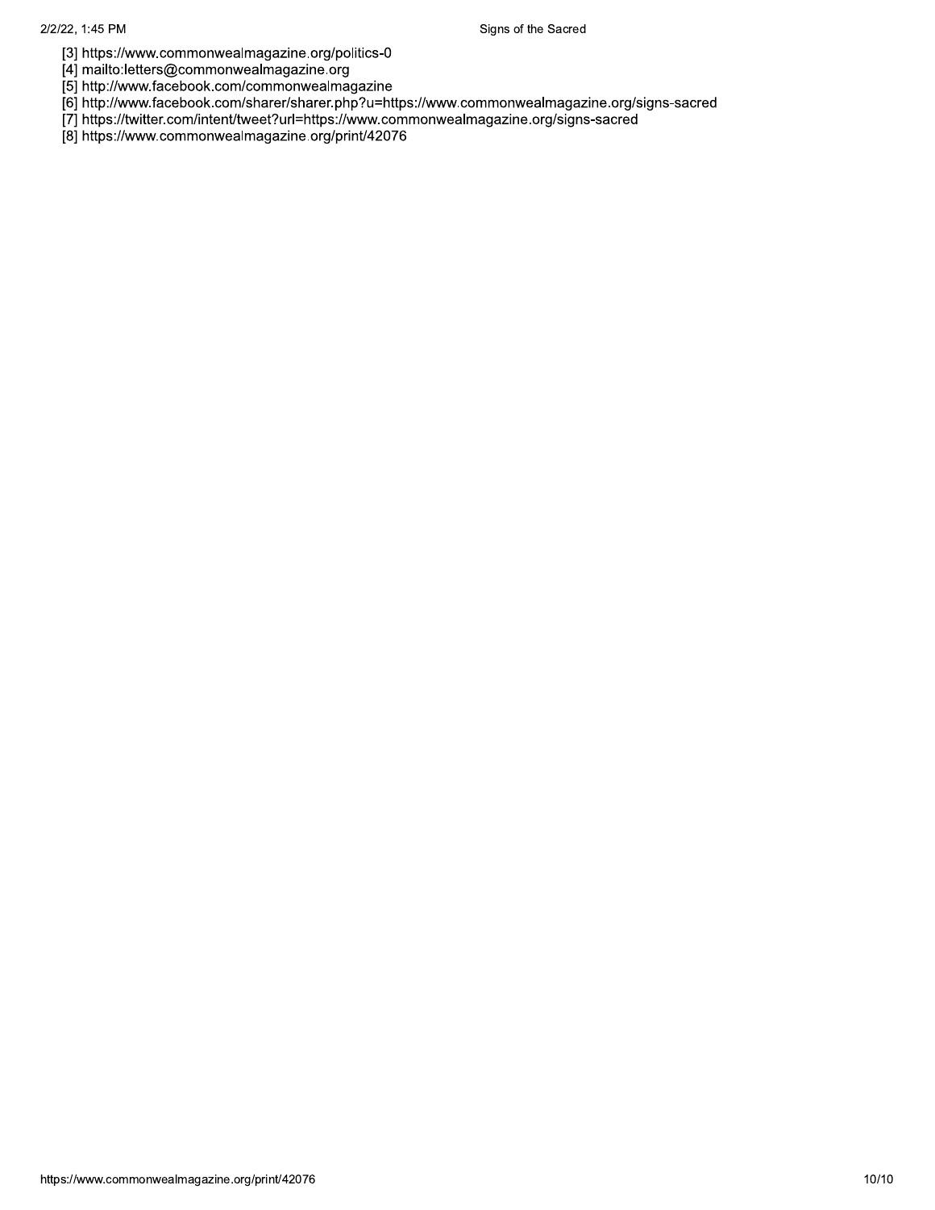[3] https://www.commonwealmagazine.org/politics-0
[4] mailto:letters@commonwealmagazine.org
[5] http://www.facebook.com/commonwealmagazine
[6] http://www.facebook.com/sharer/sharer.php?u=https://www.commonwealmagazine.org/signs-sacred
[7] https://twitter.com/intent/tweet?url=https://www.commonwealmagazine.org/signs-sacred
[8] https://www.commonwealmagazine.org/print/42076